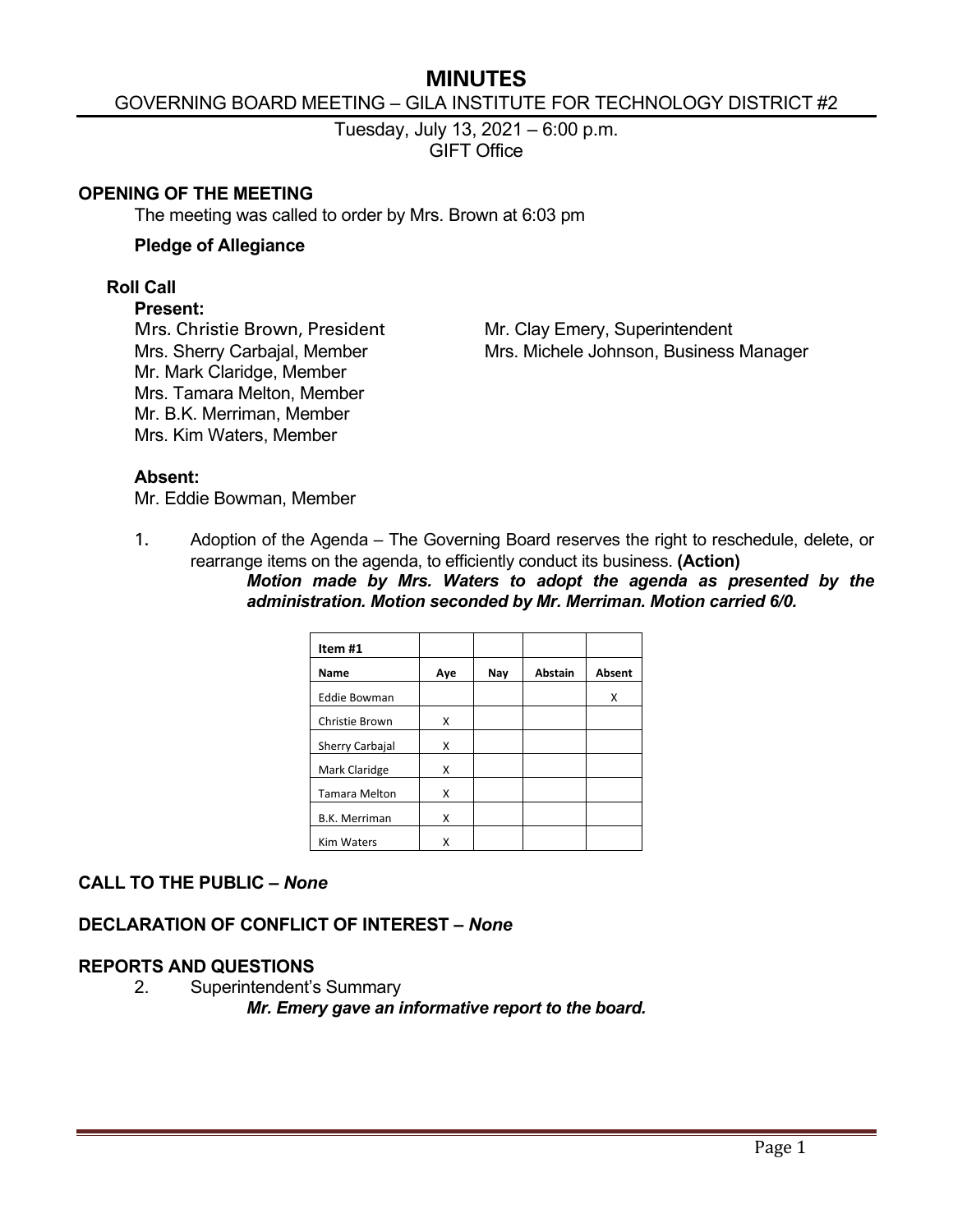# MINUTES

## GOVERNING BOARD MEETING – GILA INSTITUTE FOR TECHNOLOGY DISTRICT #2

Tuesday, July 13, 2021 – 6:00 p.m.
GIFT Office

### OPENING OF THE MEETING

The meeting was called to order by Mrs. Brown at 6:03 pm

**Pledge of Allegiance**

**Roll Call**

**Present:**

Mrs. Christie Brown, President
Mrs. Sherry Carbajal, Member
Mr. Mark Claridge, Member
Mrs. Tamara Melton, Member
Mr. B.K. Merriman, Member
Mrs. Kim Waters, Member

Mr. Clay Emery, Superintendent
Mrs. Michele Johnson, Business Manager

**Absent:**

Mr. Eddie Bowman, Member

1. Adoption of the Agenda – The Governing Board reserves the right to reschedule, delete, or rearrange items on the agenda, to efficiently conduct its business. **(Action)**

***Motion made by Mrs. Waters to adopt the agenda as presented by the administration. Motion seconded by Mr. Merriman. Motion carried 6/0.***

| Item #1 | | | | |
|---|---|---|---|---|
| **Name** | **Aye** | **Nay** | **Abstain** | **Absent** |
| Eddie Bowman | | | | X |
| Christie Brown | X | | | |
| Sherry Carbajal | X | | | |
| Mark Claridge | X | | | |
| Tamara Melton | X | | | |
| B.K. Merriman | X | | | |
| Kim Waters | X | | | |

### CALL TO THE PUBLIC – *None*

### DECLARATION OF CONFLICT OF INTEREST – *None*

### REPORTS AND QUESTIONS

2. Superintendent's Summary

***Mr. Emery gave an informative report to the board.***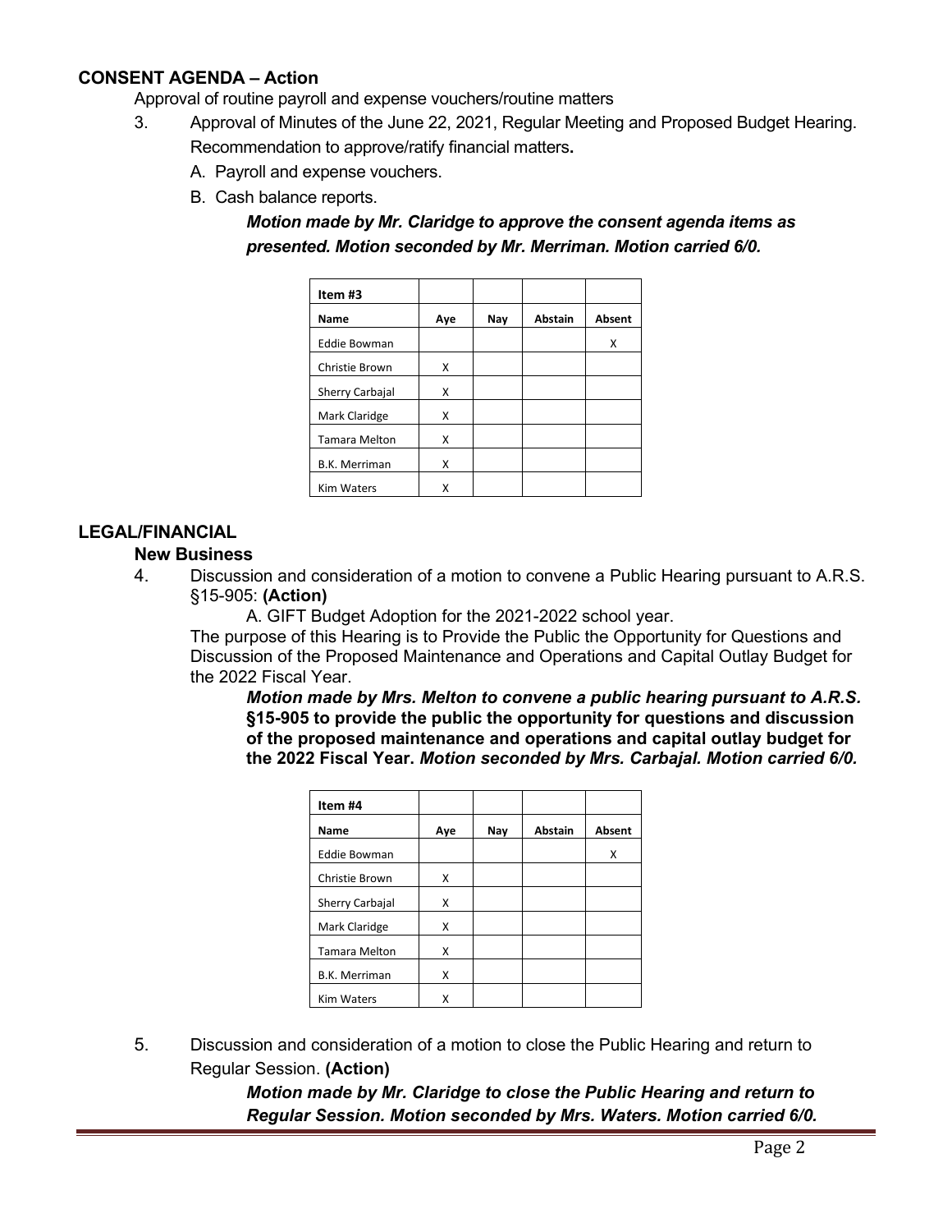### CONSENT AGENDA – Action

Approval of routine payroll and expense vouchers/routine matters

3. Approval of Minutes of the June 22, 2021, Regular Meeting and Proposed Budget Hearing. Recommendation to approve/ratify financial matters**.**
   A. Payroll and expense vouchers.
   B. Cash balance reports.

   ***Motion made by Mr. Claridge to approve the consent agenda items as presented. Motion seconded by Mr. Merriman. Motion carried 6/0.***

| **Item #3** | | | | |
|---|---|---|---|---|
| **Name** | **Aye** | **Nay** | **Abstain** | **Absent** |
| Eddie Bowman | | | | X |
| Christie Brown | X | | | |
| Sherry Carbajal | X | | | |
| Mark Claridge | X | | | |
| Tamara Melton | X | | | |
| B.K. Merriman | X | | | |
| Kim Waters | X | | | |

### LEGAL/FINANCIAL

#### New Business

4. Discussion and consideration of a motion to convene a Public Hearing pursuant to A.R.S. §15-905: **(Action)**
   A. GIFT Budget Adoption for the 2021-2022 school year.

   The purpose of this Hearing is to Provide the Public the Opportunity for Questions and Discussion of the Proposed Maintenance and Operations and Capital Outlay Budget for the 2022 Fiscal Year.

   ***Motion made by Mrs. Melton to convene a public hearing pursuant to A.R.S.*** **§15-905 to provide the public the opportunity for questions and discussion of the proposed maintenance and operations and capital outlay budget for the 2022 Fiscal Year.** ***Motion seconded by Mrs. Carbajal. Motion carried 6/0.***

| **Item #4** | | | | |
|---|---|---|---|---|
| **Name** | **Aye** | **Nay** | **Abstain** | **Absent** |
| Eddie Bowman | | | | X |
| Christie Brown | X | | | |
| Sherry Carbajal | X | | | |
| Mark Claridge | X | | | |
| Tamara Melton | X | | | |
| B.K. Merriman | X | | | |
| Kim Waters | X | | | |

5. Discussion and consideration of a motion to close the Public Hearing and return to Regular Session. **(Action)**

   ***Motion made by Mr. Claridge to close the Public Hearing and return to Regular Session. Motion seconded by Mrs. Waters. Motion carried 6/0.***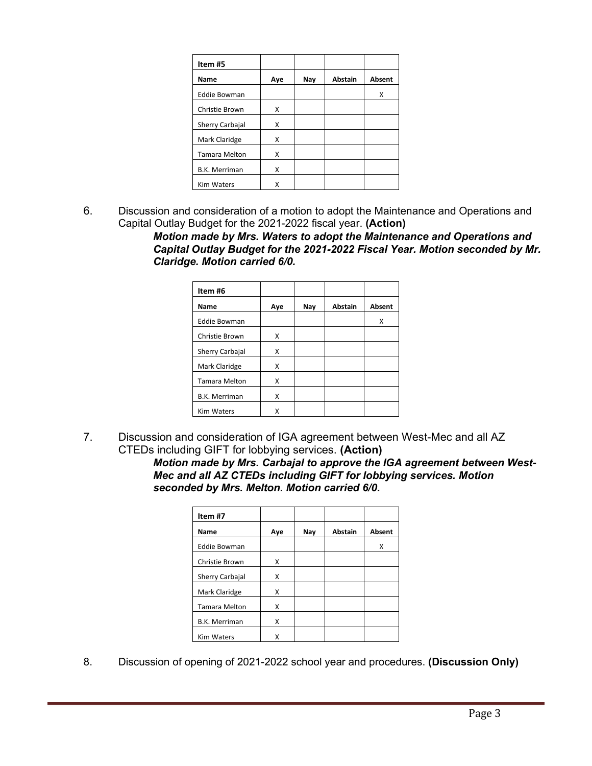| Item #5 | | | | |
|---|---|---|---|---|
| **Name** | **Aye** | **Nay** | **Abstain** | **Absent** |
| Eddie Bowman | | | | X |
| Christie Brown | X | | | |
| Sherry Carbajal | X | | | |
| Mark Claridge | X | | | |
| Tamara Melton | X | | | |
| B.K. Merriman | X | | | |
| Kim Waters | X | | | |

6. Discussion and consideration of a motion to adopt the Maintenance and Operations and Capital Outlay Budget for the 2021-2022 fiscal year. **(Action)**

   ***Motion made by Mrs. Waters to adopt the Maintenance and Operations and Capital Outlay Budget for the 2021-2022 Fiscal Year. Motion seconded by Mr. Claridge. Motion carried 6/0.***

| Item #6 | | | | |
|---|---|---|---|---|
| **Name** | **Aye** | **Nay** | **Abstain** | **Absent** |
| Eddie Bowman | | | | X |
| Christie Brown | X | | | |
| Sherry Carbajal | X | | | |
| Mark Claridge | X | | | |
| Tamara Melton | X | | | |
| B.K. Merriman | X | | | |
| Kim Waters | X | | | |

7. Discussion and consideration of IGA agreement between West-Mec and all AZ CTEDs including GIFT for lobbying services. **(Action)**

   ***Motion made by Mrs. Carbajal to approve the IGA agreement between West-Mec and all AZ CTEDs including GIFT for lobbying services. Motion seconded by Mrs. Melton. Motion carried 6/0.***

| Item #7 | | | | |
|---|---|---|---|---|
| **Name** | **Aye** | **Nay** | **Abstain** | **Absent** |
| Eddie Bowman | | | | X |
| Christie Brown | X | | | |
| Sherry Carbajal | X | | | |
| Mark Claridge | X | | | |
| Tamara Melton | X | | | |
| B.K. Merriman | X | | | |
| Kim Waters | X | | | |

8. Discussion of opening of 2021-2022 school year and procedures. **(Discussion Only)**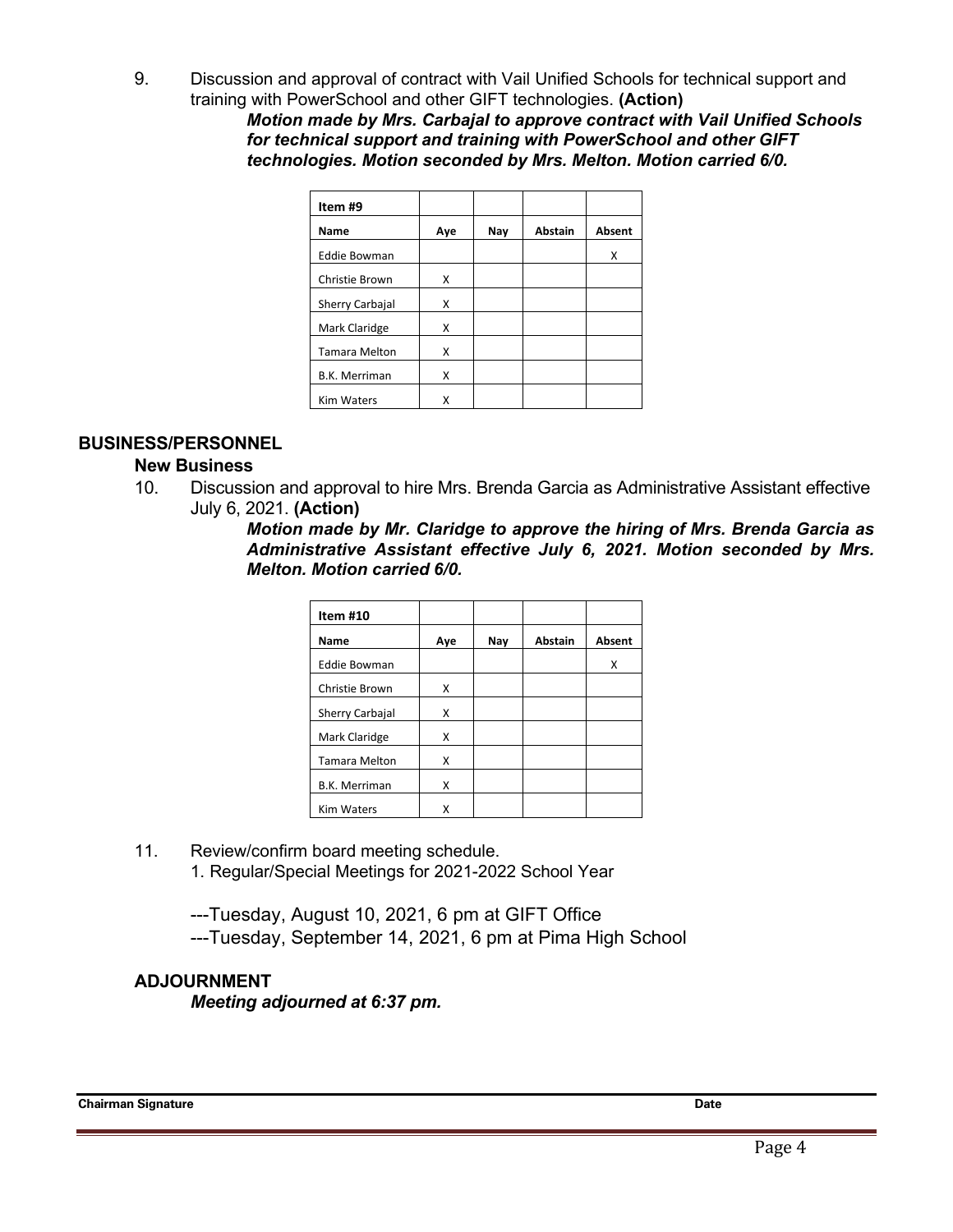9. Discussion and approval of contract with Vail Unified Schools for technical support and training with PowerSchool and other GIFT technologies. **(Action)**

   ***Motion made by Mrs. Carbajal to approve contract with Vail Unified Schools for technical support and training with PowerSchool and other GIFT technologies. Motion seconded by Mrs. Melton. Motion carried 6/0.***

| Item #9 | | | | |
|---|---|---|---|---|
| **Name** | **Aye** | **Nay** | **Abstain** | **Absent** |
| Eddie Bowman | | | | X |
| Christie Brown | X | | | |
| Sherry Carbajal | X | | | |
| Mark Claridge | X | | | |
| Tamara Melton | X | | | |
| B.K. Merriman | X | | | |
| Kim Waters | X | | | |

## BUSINESS/PERSONNEL

### New Business

10. Discussion and approval to hire Mrs. Brenda Garcia as Administrative Assistant effective July 6, 2021. **(Action)**

    ***Motion made by Mr. Claridge to approve the hiring of Mrs. Brenda Garcia as Administrative Assistant effective July 6, 2021. Motion seconded by Mrs. Melton. Motion carried 6/0.***

| Item #10 | | | | |
|---|---|---|---|---|
| **Name** | **Aye** | **Nay** | **Abstain** | **Absent** |
| Eddie Bowman | | | | X |
| Christie Brown | X | | | |
| Sherry Carbajal | X | | | |
| Mark Claridge | X | | | |
| Tamara Melton | X | | | |
| B.K. Merriman | X | | | |
| Kim Waters | X | | | |

11. Review/confirm board meeting schedule.
    1. Regular/Special Meetings for 2021-2022 School Year

    ---Tuesday, August 10, 2021, 6 pm at GIFT Office
    ---Tuesday, September 14, 2021, 6 pm at Pima High School

### ADJOURNMENT

***Meeting adjourned at 6:37 pm.***

**Chairman Signature** **Date**